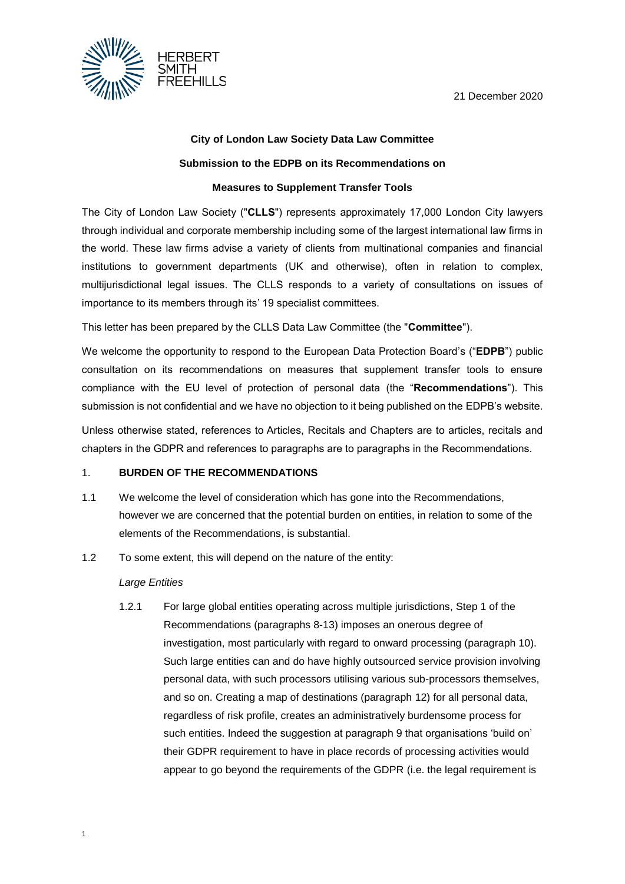HERBERT SMITH FREEHILLS

21 December 2020

**City of London Law Society Data Law Committee**

**Submission to the EDPB on its Recommendations on**

**Measures to Supplement Transfer Tools**

The City of London Law Society ("**CLLS**") represents approximately 17,000 London City lawyers through individual and corporate membership including some of the largest international law firms in the world. These law firms advise a variety of clients from multinational companies and financial institutions to government departments (UK and otherwise), often in relation to complex, multijurisdictional legal issues. The CLLS responds to a variety of consultations on issues of importance to its members through its' 19 specialist committees.

This letter has been prepared by the CLLS Data Law Committee (the "**Committee**").

We welcome the opportunity to respond to the European Data Protection Board's ("**EDPB**") public consultation on its recommendations on measures that supplement transfer tools to ensure compliance with the EU level of protection of personal data (the "**Recommendations**"). This submission is not confidential and we have no objection to it being published on the EDPB's website.

Unless otherwise stated, references to Articles, Recitals and Chapters are to articles, recitals and chapters in the GDPR and references to paragraphs are to paragraphs in the Recommendations.

## 1. BURDEN OF THE RECOMMENDATIONS

1.1 We welcome the level of consideration which has gone into the Recommendations, however we are concerned that the potential burden on entities, in relation to some of the elements of the Recommendations, is substantial.

1.2 To some extent, this will depend on the nature of the entity:

*Large Entities*

1.2.1 For large global entities operating across multiple jurisdictions, Step 1 of the Recommendations (paragraphs 8-13) imposes an onerous degree of investigation, most particularly with regard to onward processing (paragraph 10). Such large entities can and do have highly outsourced service provision involving personal data, with such processors utilising various sub-processors themselves, and so on. Creating a map of destinations (paragraph 12) for all personal data, regardless of risk profile, creates an administratively burdensome process for such entities. Indeed the suggestion at paragraph 9 that organisations 'build on' their GDPR requirement to have in place records of processing activities would appear to go beyond the requirements of the GDPR (i.e. the legal requirement is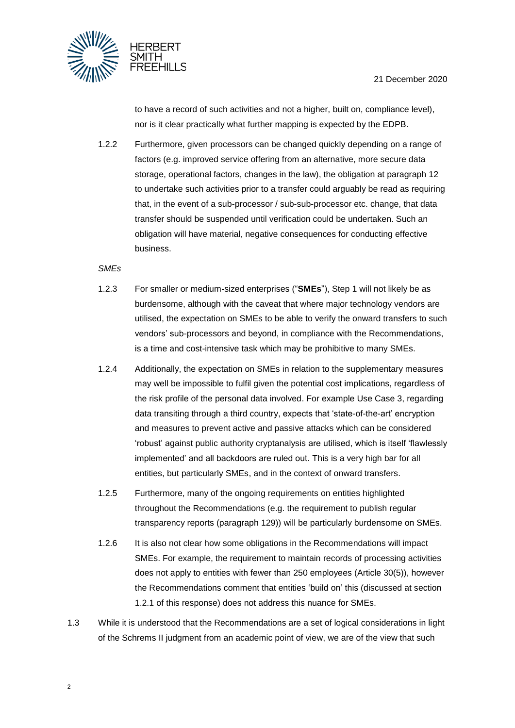to have a record of such activities and not a higher, built on, compliance level), nor is it clear practically what further mapping is expected by the EDPB.

1.2.2 Furthermore, given processors can be changed quickly depending on a range of factors (e.g. improved service offering from an alternative, more secure data storage, operational factors, changes in the law), the obligation at paragraph 12 to undertake such activities prior to a transfer could arguably be read as requiring that, in the event of a sub-processor / sub-sub-processor etc. change, that data transfer should be suspended until verification could be undertaken. Such an obligation will have material, negative consequences for conducting effective business.

*SMEs*

1.2.3 For smaller or medium-sized enterprises ("**SMEs**"), Step 1 will not likely be as burdensome, although with the caveat that where major technology vendors are utilised, the expectation on SMEs to be able to verify the onward transfers to such vendors' sub-processors and beyond, in compliance with the Recommendations, is a time and cost-intensive task which may be prohibitive to many SMEs.

1.2.4 Additionally, the expectation on SMEs in relation to the supplementary measures may well be impossible to fulfil given the potential cost implications, regardless of the risk profile of the personal data involved. For example Use Case 3, regarding data transiting through a third country, expects that 'state-of-the-art' encryption and measures to prevent active and passive attacks which can be considered 'robust' against public authority cryptanalysis are utilised, which is itself 'flawlessly implemented' and all backdoors are ruled out. This is a very high bar for all entities, but particularly SMEs, and in the context of onward transfers.

1.2.5 Furthermore, many of the ongoing requirements on entities highlighted throughout the Recommendations (e.g. the requirement to publish regular transparency reports (paragraph 129)) will be particularly burdensome on SMEs.

1.2.6 It is also not clear how some obligations in the Recommendations will impact SMEs. For example, the requirement to maintain records of processing activities does not apply to entities with fewer than 250 employees (Article 30(5)), however the Recommendations comment that entities 'build on' this (discussed at section 1.2.1 of this response) does not address this nuance for SMEs.

1.3 While it is understood that the Recommendations are a set of logical considerations in light of the Schrems II judgment from an academic point of view, we are of the view that such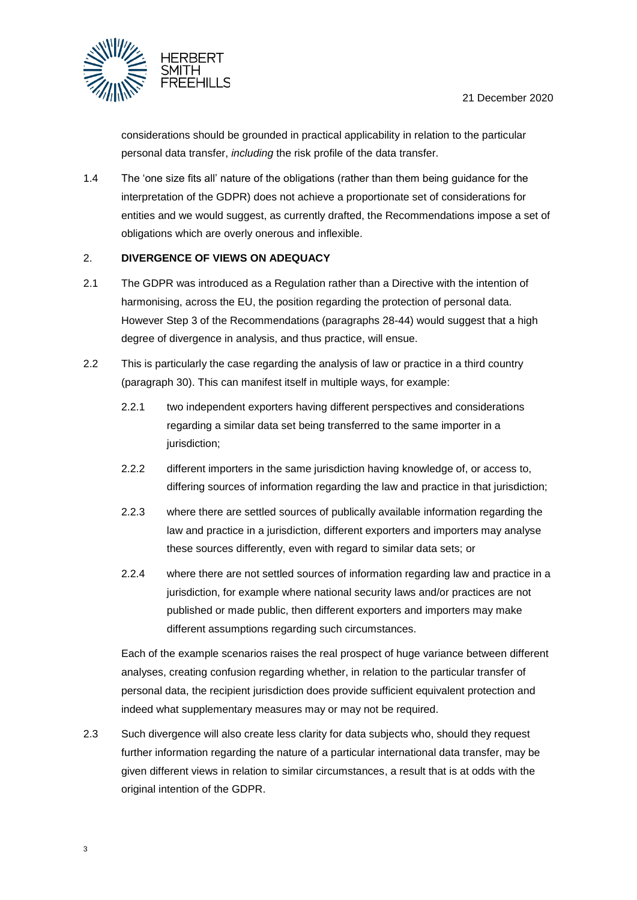considerations should be grounded in practical applicability in relation to the particular personal data transfer, *including* the risk profile of the data transfer.

1.4 The 'one size fits all' nature of the obligations (rather than them being guidance for the interpretation of the GDPR) does not achieve a proportionate set of considerations for entities and we would suggest, as currently drafted, the Recommendations impose a set of obligations which are overly onerous and inflexible.

## 2. DIVERGENCE OF VIEWS ON ADEQUACY

2.1 The GDPR was introduced as a Regulation rather than a Directive with the intention of harmonising, across the EU, the position regarding the protection of personal data. However Step 3 of the Recommendations (paragraphs 28-44) would suggest that a high degree of divergence in analysis, and thus practice, will ensue.

2.2 This is particularly the case regarding the analysis of law or practice in a third country (paragraph 30). This can manifest itself in multiple ways, for example:

2.2.1 two independent exporters having different perspectives and considerations regarding a similar data set being transferred to the same importer in a jurisdiction;

2.2.2 different importers in the same jurisdiction having knowledge of, or access to, differing sources of information regarding the law and practice in that jurisdiction;

2.2.3 where there are settled sources of publically available information regarding the law and practice in a jurisdiction, different exporters and importers may analyse these sources differently, even with regard to similar data sets; or

2.2.4 where there are not settled sources of information regarding law and practice in a jurisdiction, for example where national security laws and/or practices are not published or made public, then different exporters and importers may make different assumptions regarding such circumstances.

Each of the example scenarios raises the real prospect of huge variance between different analyses, creating confusion regarding whether, in relation to the particular transfer of personal data, the recipient jurisdiction does provide sufficient equivalent protection and indeed what supplementary measures may or may not be required.

2.3 Such divergence will also create less clarity for data subjects who, should they request further information regarding the nature of a particular international data transfer, may be given different views in relation to similar circumstances, a result that is at odds with the original intention of the GDPR.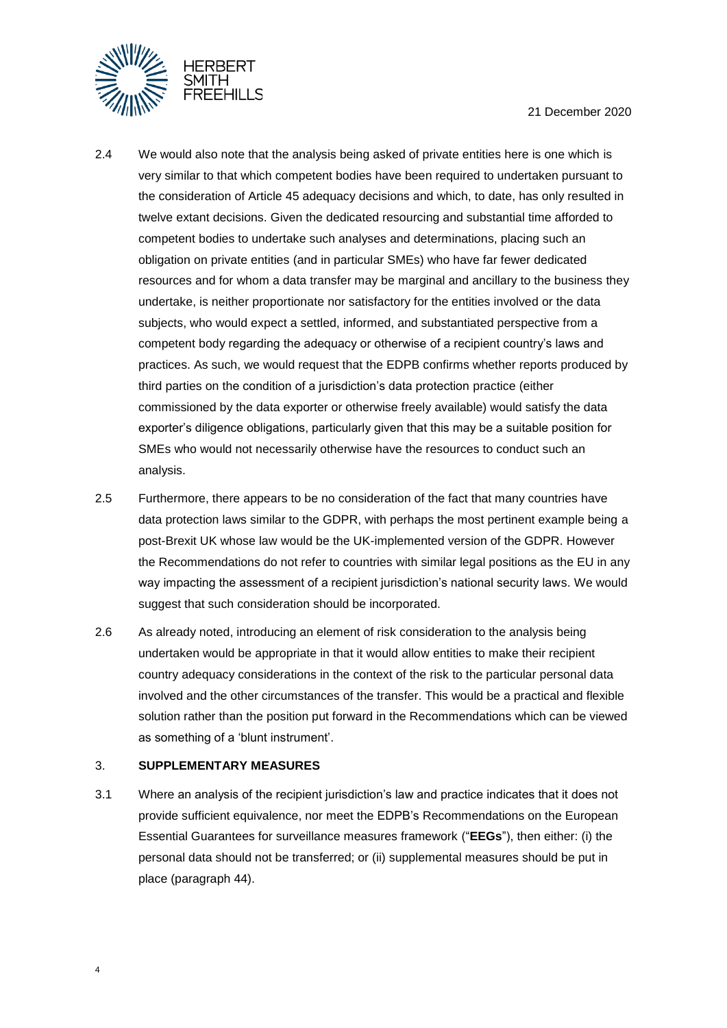2.4 We would also note that the analysis being asked of private entities here is one which is very similar to that which competent bodies have been required to undertaken pursuant to the consideration of Article 45 adequacy decisions and which, to date, has only resulted in twelve extant decisions. Given the dedicated resourcing and substantial time afforded to competent bodies to undertake such analyses and determinations, placing such an obligation on private entities (and in particular SMEs) who have far fewer dedicated resources and for whom a data transfer may be marginal and ancillary to the business they undertake, is neither proportionate nor satisfactory for the entities involved or the data subjects, who would expect a settled, informed, and substantiated perspective from a competent body regarding the adequacy or otherwise of a recipient country's laws and practices. As such, we would request that the EDPB confirms whether reports produced by third parties on the condition of a jurisdiction's data protection practice (either commissioned by the data exporter or otherwise freely available) would satisfy the data exporter's diligence obligations, particularly given that this may be a suitable position for SMEs who would not necessarily otherwise have the resources to conduct such an analysis.

2.5 Furthermore, there appears to be no consideration of the fact that many countries have data protection laws similar to the GDPR, with perhaps the most pertinent example being a post-Brexit UK whose law would be the UK-implemented version of the GDPR. However the Recommendations do not refer to countries with similar legal positions as the EU in any way impacting the assessment of a recipient jurisdiction's national security laws. We would suggest that such consideration should be incorporated.

2.6 As already noted, introducing an element of risk consideration to the analysis being undertaken would be appropriate in that it would allow entities to make their recipient country adequacy considerations in the context of the risk to the particular personal data involved and the other circumstances of the transfer. This would be a practical and flexible solution rather than the position put forward in the Recommendations which can be viewed as something of a 'blunt instrument'.

## 3. SUPPLEMENTARY MEASURES

3.1 Where an analysis of the recipient jurisdiction's law and practice indicates that it does not provide sufficient equivalence, nor meet the EDPB's Recommendations on the European Essential Guarantees for surveillance measures framework ("**EEGs**"), then either: (i) the personal data should not be transferred; or (ii) supplemental measures should be put in place (paragraph 44).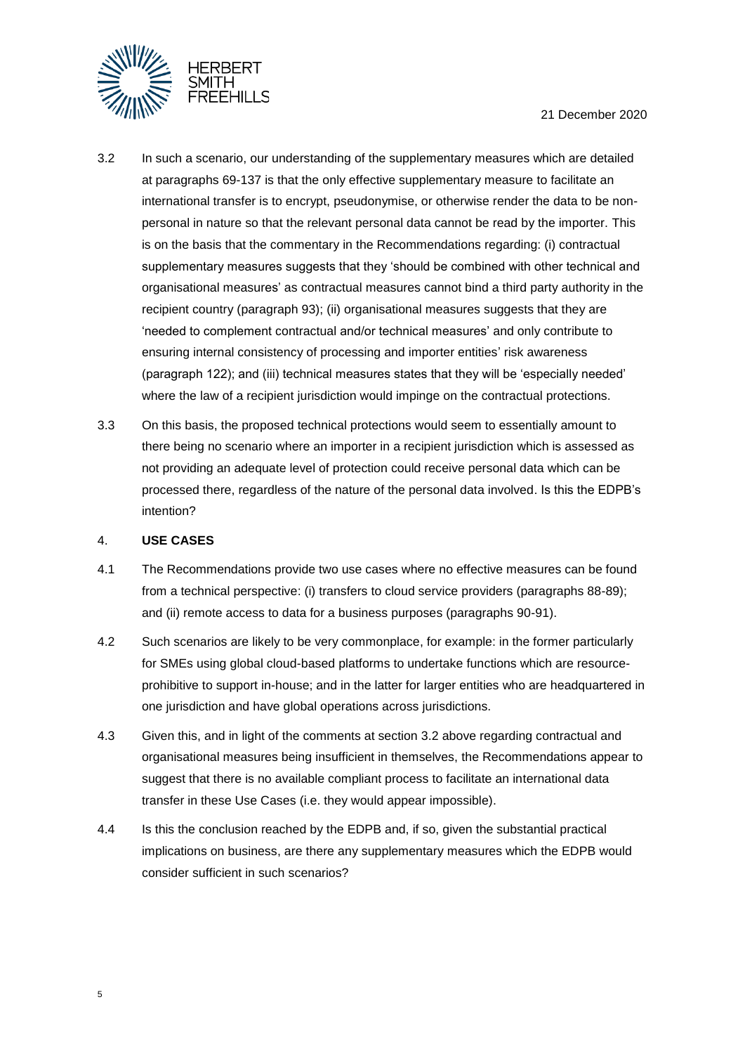3.2 In such a scenario, our understanding of the supplementary measures which are detailed at paragraphs 69-137 is that the only effective supplementary measure to facilitate an international transfer is to encrypt, pseudonymise, or otherwise render the data to be non-personal in nature so that the relevant personal data cannot be read by the importer. This is on the basis that the commentary in the Recommendations regarding: (i) contractual supplementary measures suggests that they 'should be combined with other technical and organisational measures' as contractual measures cannot bind a third party authority in the recipient country (paragraph 93); (ii) organisational measures suggests that they are 'needed to complement contractual and/or technical measures' and only contribute to ensuring internal consistency of processing and importer entities' risk awareness (paragraph 122); and (iii) technical measures states that they will be 'especially needed' where the law of a recipient jurisdiction would impinge on the contractual protections.

3.3 On this basis, the proposed technical protections would seem to essentially amount to there being no scenario where an importer in a recipient jurisdiction which is assessed as not providing an adequate level of protection could receive personal data which can be processed there, regardless of the nature of the personal data involved. Is this the EDPB's intention?

## 4. USE CASES

4.1 The Recommendations provide two use cases where no effective measures can be found from a technical perspective: (i) transfers to cloud service providers (paragraphs 88-89); and (ii) remote access to data for a business purposes (paragraphs 90-91).

4.2 Such scenarios are likely to be very commonplace, for example: in the former particularly for SMEs using global cloud-based platforms to undertake functions which are resource-prohibitive to support in-house; and in the latter for larger entities who are headquartered in one jurisdiction and have global operations across jurisdictions.

4.3 Given this, and in light of the comments at section 3.2 above regarding contractual and organisational measures being insufficient in themselves, the Recommendations appear to suggest that there is no available compliant process to facilitate an international data transfer in these Use Cases (i.e. they would appear impossible).

4.4 Is this the conclusion reached by the EDPB and, if so, given the substantial practical implications on business, are there any supplementary measures which the EDPB would consider sufficient in such scenarios?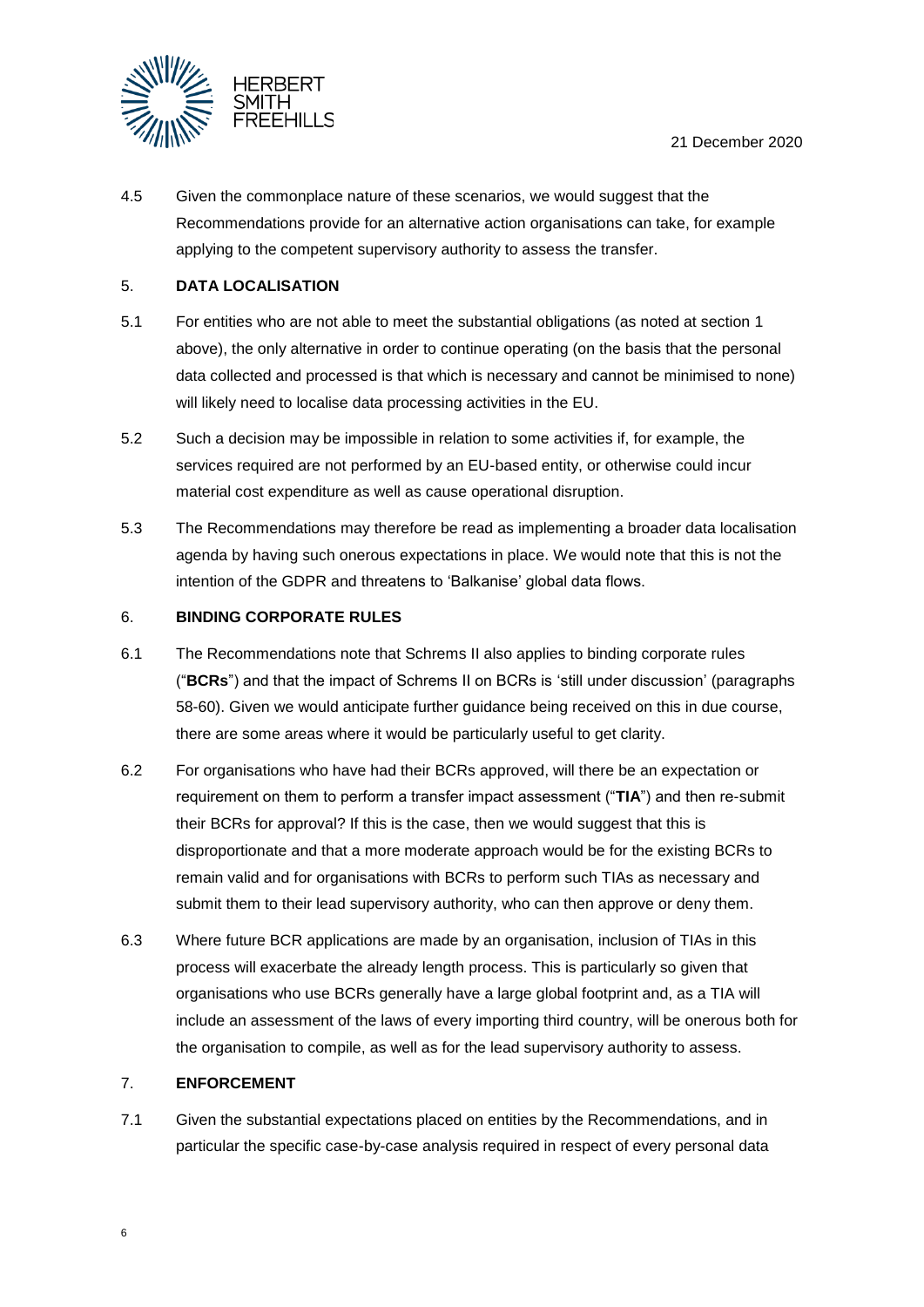4.5 Given the commonplace nature of these scenarios, we would suggest that the Recommendations provide for an alternative action organisations can take, for example applying to the competent supervisory authority to assess the transfer.

## 5. DATA LOCALISATION

5.1 For entities who are not able to meet the substantial obligations (as noted at section 1 above), the only alternative in order to continue operating (on the basis that the personal data collected and processed is that which is necessary and cannot be minimised to none) will likely need to localise data processing activities in the EU.

5.2 Such a decision may be impossible in relation to some activities if, for example, the services required are not performed by an EU-based entity, or otherwise could incur material cost expenditure as well as cause operational disruption.

5.3 The Recommendations may therefore be read as implementing a broader data localisation agenda by having such onerous expectations in place. We would note that this is not the intention of the GDPR and threatens to 'Balkanise' global data flows.

## 6. BINDING CORPORATE RULES

6.1 The Recommendations note that Schrems II also applies to binding corporate rules ("**BCRs**") and that the impact of Schrems II on BCRs is 'still under discussion' (paragraphs 58-60). Given we would anticipate further guidance being received on this in due course, there are some areas where it would be particularly useful to get clarity.

6.2 For organisations who have had their BCRs approved, will there be an expectation or requirement on them to perform a transfer impact assessment ("**TIA**") and then re-submit their BCRs for approval? If this is the case, then we would suggest that this is disproportionate and that a more moderate approach would be for the existing BCRs to remain valid and for organisations with BCRs to perform such TIAs as necessary and submit them to their lead supervisory authority, who can then approve or deny them.

6.3 Where future BCR applications are made by an organisation, inclusion of TIAs in this process will exacerbate the already length process. This is particularly so given that organisations who use BCRs generally have a large global footprint and, as a TIA will include an assessment of the laws of every importing third country, will be onerous both for the organisation to compile, as well as for the lead supervisory authority to assess.

## 7. ENFORCEMENT

7.1 Given the substantial expectations placed on entities by the Recommendations, and in particular the specific case-by-case analysis required in respect of every personal data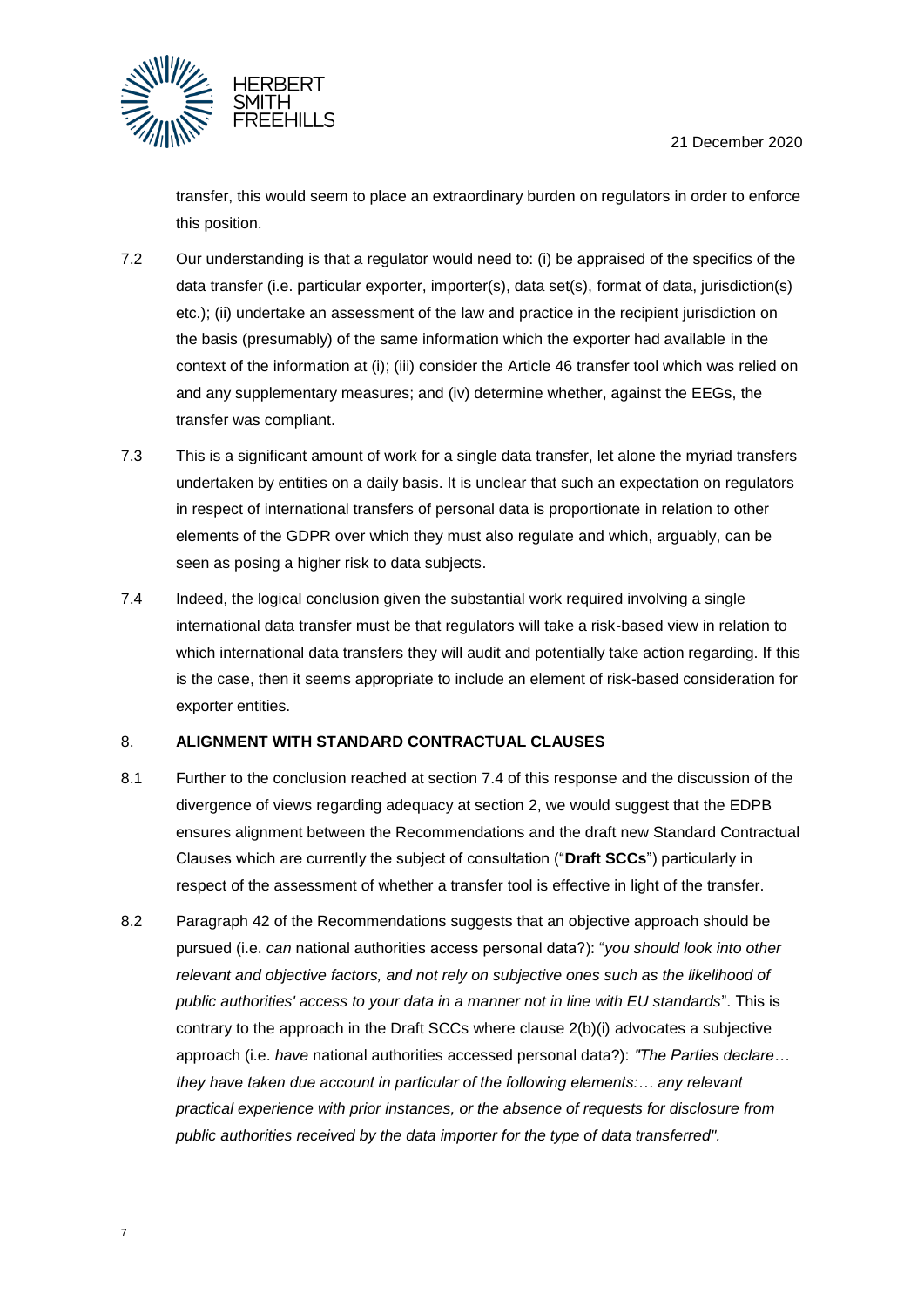transfer, this would seem to place an extraordinary burden on regulators in order to enforce this position.

7.2 Our understanding is that a regulator would need to: (i) be appraised of the specifics of the data transfer (i.e. particular exporter, importer(s), data set(s), format of data, jurisdiction(s) etc.); (ii) undertake an assessment of the law and practice in the recipient jurisdiction on the basis (presumably) of the same information which the exporter had available in the context of the information at (i); (iii) consider the Article 46 transfer tool which was relied on and any supplementary measures; and (iv) determine whether, against the EEGs, the transfer was compliant.

7.3 This is a significant amount of work for a single data transfer, let alone the myriad transfers undertaken by entities on a daily basis. It is unclear that such an expectation on regulators in respect of international transfers of personal data is proportionate in relation to other elements of the GDPR over which they must also regulate and which, arguably, can be seen as posing a higher risk to data subjects.

7.4 Indeed, the logical conclusion given the substantial work required involving a single international data transfer must be that regulators will take a risk-based view in relation to which international data transfers they will audit and potentially take action regarding. If this is the case, then it seems appropriate to include an element of risk-based consideration for exporter entities.

## 8. ALIGNMENT WITH STANDARD CONTRACTUAL CLAUSES

8.1 Further to the conclusion reached at section 7.4 of this response and the discussion of the divergence of views regarding adequacy at section 2, we would suggest that the EDPB ensures alignment between the Recommendations and the draft new Standard Contractual Clauses which are currently the subject of consultation ("**Draft SCCs**") particularly in respect of the assessment of whether a transfer tool is effective in light of the transfer.

8.2 Paragraph 42 of the Recommendations suggests that an objective approach should be pursued (i.e. *can* national authorities access personal data?): "*you should look into other relevant and objective factors, and not rely on subjective ones such as the likelihood of public authorities' access to your data in a manner not in line with EU standards*". This is contrary to the approach in the Draft SCCs where clause 2(b)(i) advocates a subjective approach (i.e. *have* national authorities accessed personal data?): *"The Parties declare… they have taken due account in particular of the following elements:… any relevant practical experience with prior instances, or the absence of requests for disclosure from public authorities received by the data importer for the type of data transferred".*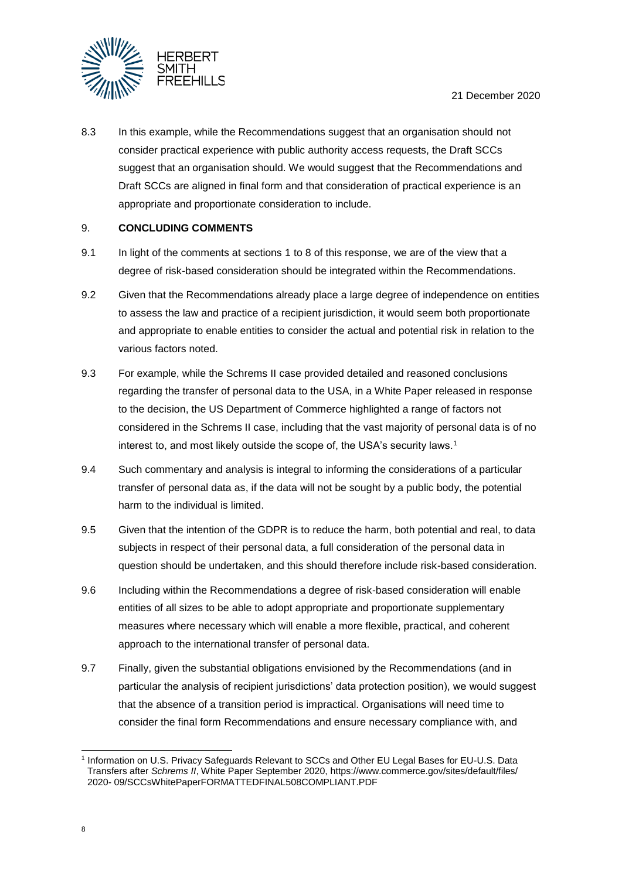8.3 In this example, while the Recommendations suggest that an organisation should not consider practical experience with public authority access requests, the Draft SCCs suggest that an organisation should. We would suggest that the Recommendations and Draft SCCs are aligned in final form and that consideration of practical experience is an appropriate and proportionate consideration to include.

## 9. CONCLUDING COMMENTS

9.1 In light of the comments at sections 1 to 8 of this response, we are of the view that a degree of risk-based consideration should be integrated within the Recommendations.

9.2 Given that the Recommendations already place a large degree of independence on entities to assess the law and practice of a recipient jurisdiction, it would seem both proportionate and appropriate to enable entities to consider the actual and potential risk in relation to the various factors noted.

9.3 For example, while the Schrems II case provided detailed and reasoned conclusions regarding the transfer of personal data to the USA, in a White Paper released in response to the decision, the US Department of Commerce highlighted a range of factors not considered in the Schrems II case, including that the vast majority of personal data is of no interest to, and most likely outside the scope of, the USA's security laws.[1]

9.4 Such commentary and analysis is integral to informing the considerations of a particular transfer of personal data as, if the data will not be sought by a public body, the potential harm to the individual is limited.

9.5 Given that the intention of the GDPR is to reduce the harm, both potential and real, to data subjects in respect of their personal data, a full consideration of the personal data in question should be undertaken, and this should therefore include risk-based consideration.

9.6 Including within the Recommendations a degree of risk-based consideration will enable entities of all sizes to be able to adopt appropriate and proportionate supplementary measures where necessary which will enable a more flexible, practical, and coherent approach to the international transfer of personal data.

9.7 Finally, given the substantial obligations envisioned by the Recommendations (and in particular the analysis of recipient jurisdictions' data protection position), we would suggest that the absence of a transition period is impractical. Organisations will need time to consider the final form Recommendations and ensure necessary compliance with, and

---

[1] Information on U.S. Privacy Safeguards Relevant to SCCs and Other EU Legal Bases for EU-U.S. Data Transfers after *Schrems II*, White Paper September 2020, https://www.commerce.gov/sites/default/files/ 2020- 09/SCCsWhitePaperFORMATTEDFINAL508COMPLIANT.PDF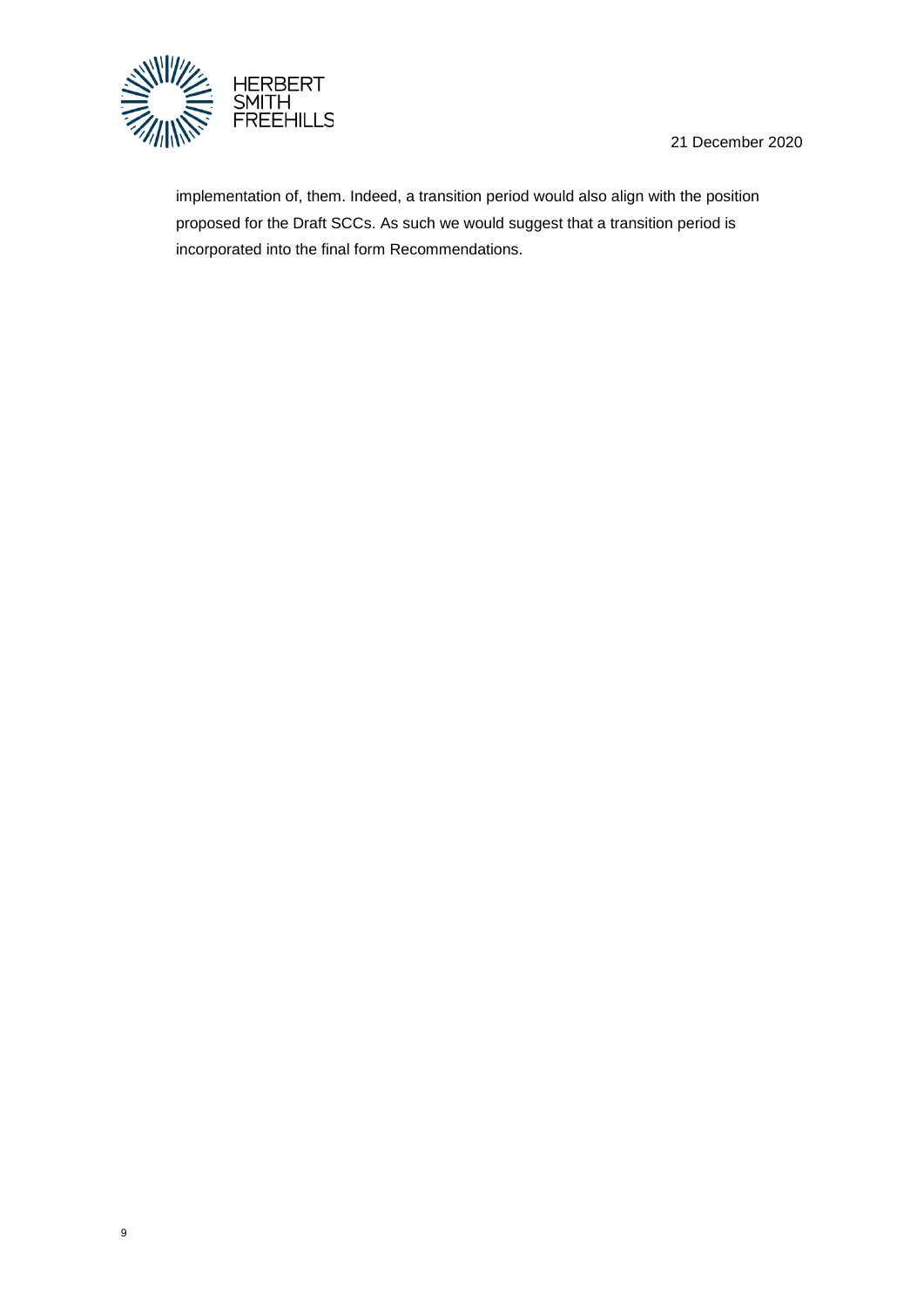implementation of, them. Indeed, a transition period would also align with the position proposed for the Draft SCCs. As such we would suggest that a transition period is incorporated into the final form Recommendations.